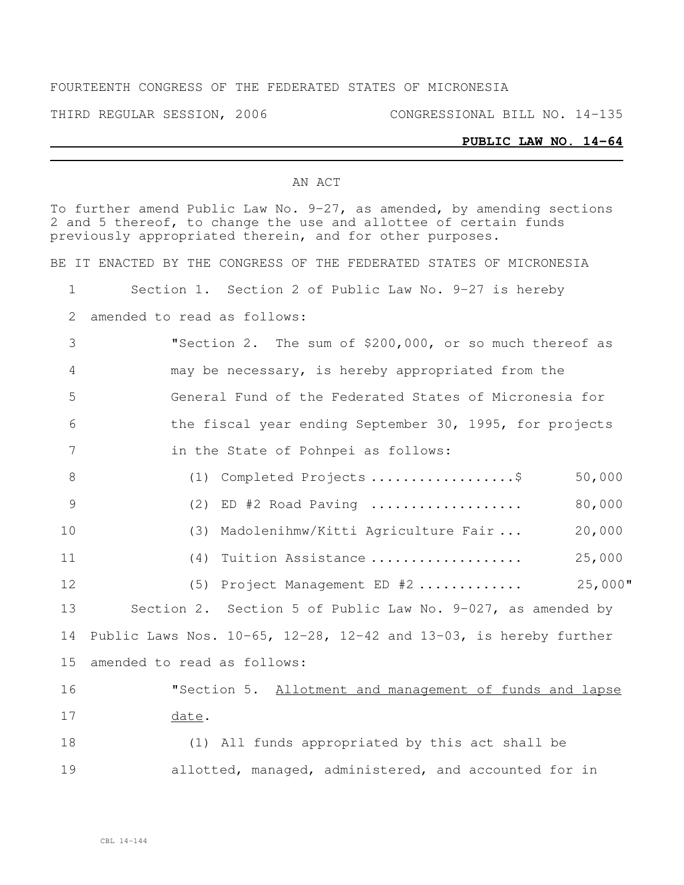FOURTEENTH CONGRESS OF THE FEDERATED STATES OF MICRONESIA

THIRD REGULAR SESSION, 2006 CONGRESSIONAL BILL NO. 14-135

**PUBLIC LAW NO. 14-64**

AN ACT

To further amend Public Law No. 9-27, as amended, by amending sections 2 and 5 thereof, to change the use and allottee of certain funds previously appropriated therein, and for other purposes.

BE IT ENACTED BY THE CONGRESS OF THE FEDERATED STATES OF MICRONESIA

1 Section 1. Section 2 of Public Law No. 9-27 is hereby
2 amended to read as follows:

3 "Section 2. The sum of $200,000, or so much thereof as
4 may be necessary, is hereby appropriated from the
5 General Fund of the Federated States of Micronesia for
6 the fiscal year ending September 30, 1995, for projects
7 in the State of Pohnpei as follows:

8 (1) Completed Projects ..................$ 50,000
9 (2) ED #2 Road Paving .................. 80,000
10 (3) Madolenihmw/Kitti Agriculture Fair ... 20,000
11 (4) Tuition Assistance .................. 25,000
12 (5) Project Management ED #2 ............ 25,000"

13 Section 2. Section 5 of Public Law No. 9-027, as amended by
14 Public Laws Nos. 10-65, 12-28, 12-42 and 13-03, is hereby further
15 amended to read as follows:

16 "Section 5. <u>Allotment and management of funds and lapse</u>
17 <u>date</u>.

18 (1) All funds appropriated by this act shall be
19 allotted, managed, administered, and accounted for in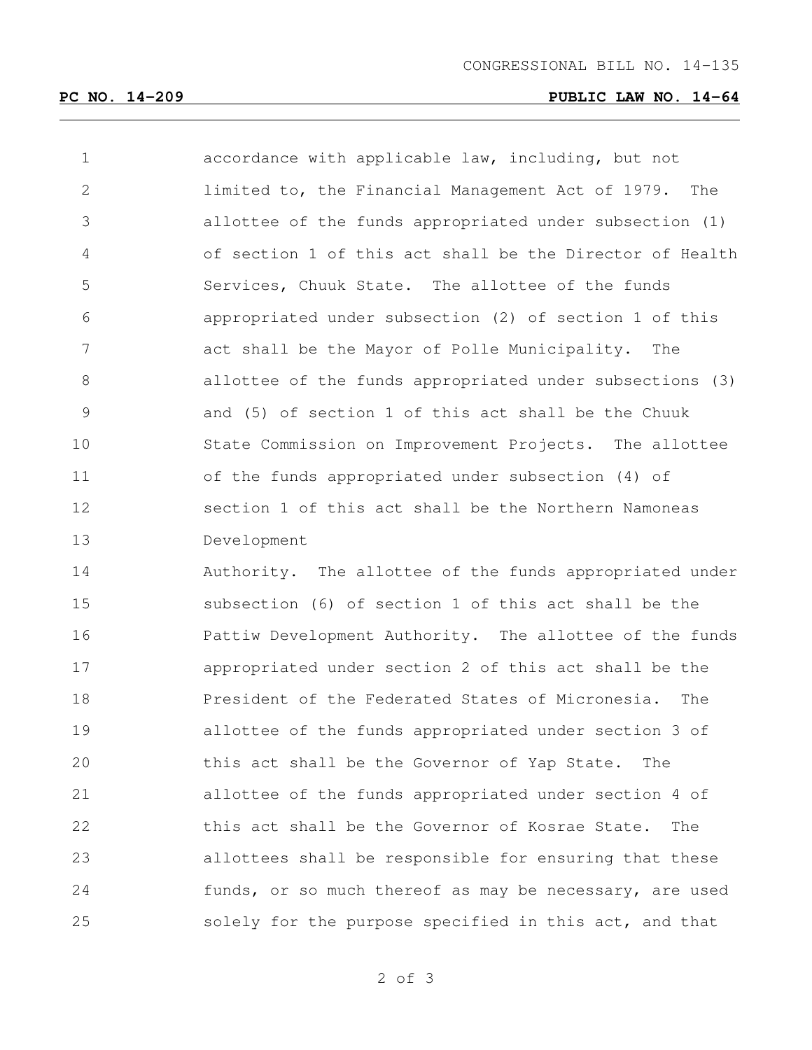accordance with applicable law, including, but not limited to, the Financial Management Act of 1979. The allottee of the funds appropriated under subsection (1) of section 1 of this act shall be the Director of Health Services, Chuuk State. The allottee of the funds appropriated under subsection (2) of section 1 of this act shall be the Mayor of Polle Municipality. The allottee of the funds appropriated under subsections (3) and (5) of section 1 of this act shall be the Chuuk State Commission on Improvement Projects. The allottee of the funds appropriated under subsection (4) of section 1 of this act shall be the Northern Namoneas Development Authority. The allottee of the funds appropriated under subsection (6) of section 1 of this act shall be the Pattiw Development Authority. The allottee of the funds appropriated under section 2 of this act shall be the President of the Federated States of Micronesia. The allottee of the funds appropriated under section 3 of this act shall be the Governor of Yap State. The allottee of the funds appropriated under section 4 of this act shall be the Governor of Kosrae State. The allottees shall be responsible for ensuring that these funds, or so much thereof as may be necessary, are used solely for the purpose specified in this act, and that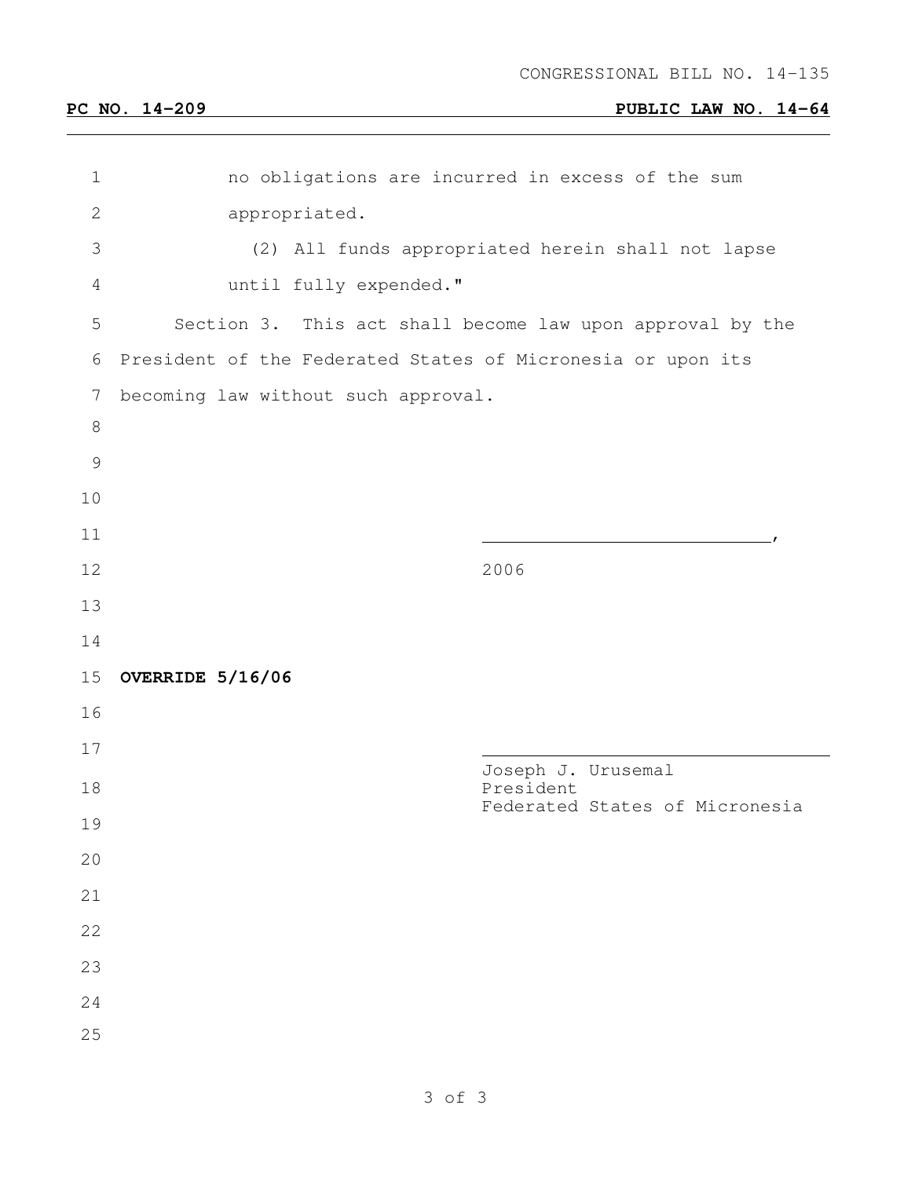CONGRESSIONAL BILL NO. 14-135

**PC NO. 14-209** **PUBLIC LAW NO. 14-64**

no obligations are incurred in excess of the sum appropriated.

(2) All funds appropriated herein shall not lapse until fully expended."

Section 3. This act shall become law upon approval by the President of the Federated States of Micronesia or upon its becoming law without such approval.

______________________________,
2006

**OVERRIDE 5/16/06**

______________________________
Joseph J. Urusemal
President
Federated States of Micronesia